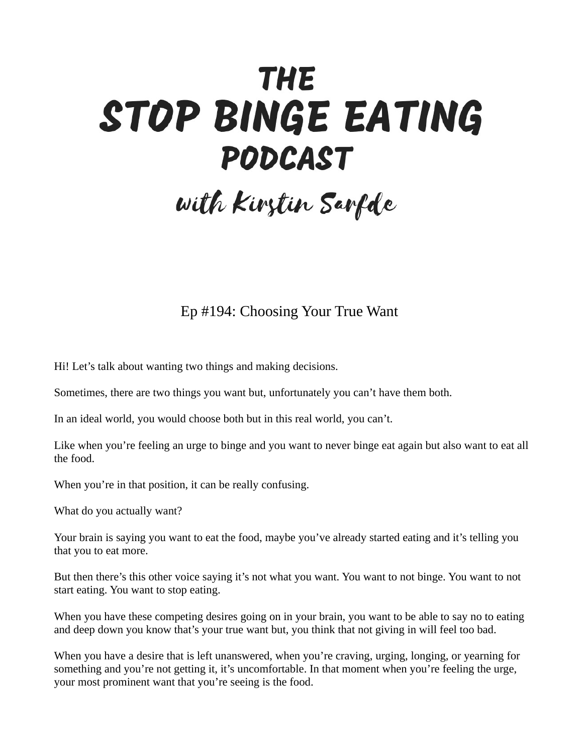# THE STOP BINGE EATING PODCAST

## with Kirstin Sarfde

### Ep #194: Choosing Your True Want

Hi! Let's talk about wanting two things and making decisions.

Sometimes, there are two things you want but, unfortunately you can't have them both.

In an ideal world, you would choose both but in this real world, you can't.

Like when you're feeling an urge to binge and you want to never binge eat again but also want to eat all the food.

When you're in that position, it can be really confusing.

What do you actually want?

Your brain is saying you want to eat the food, maybe you've already started eating and it's telling you that you to eat more.

But then there's this other voice saying it's not what you want. You want to not binge. You want to not start eating. You want to stop eating.

When you have these competing desires going on in your brain, you want to be able to say no to eating and deep down you know that's your true want but, you think that not giving in will feel too bad.

When you have a desire that is left unanswered, when you're craving, urging, longing, or yearning for something and you're not getting it, it's uncomfortable. In that moment when you're feeling the urge, your most prominent want that you're seeing is the food.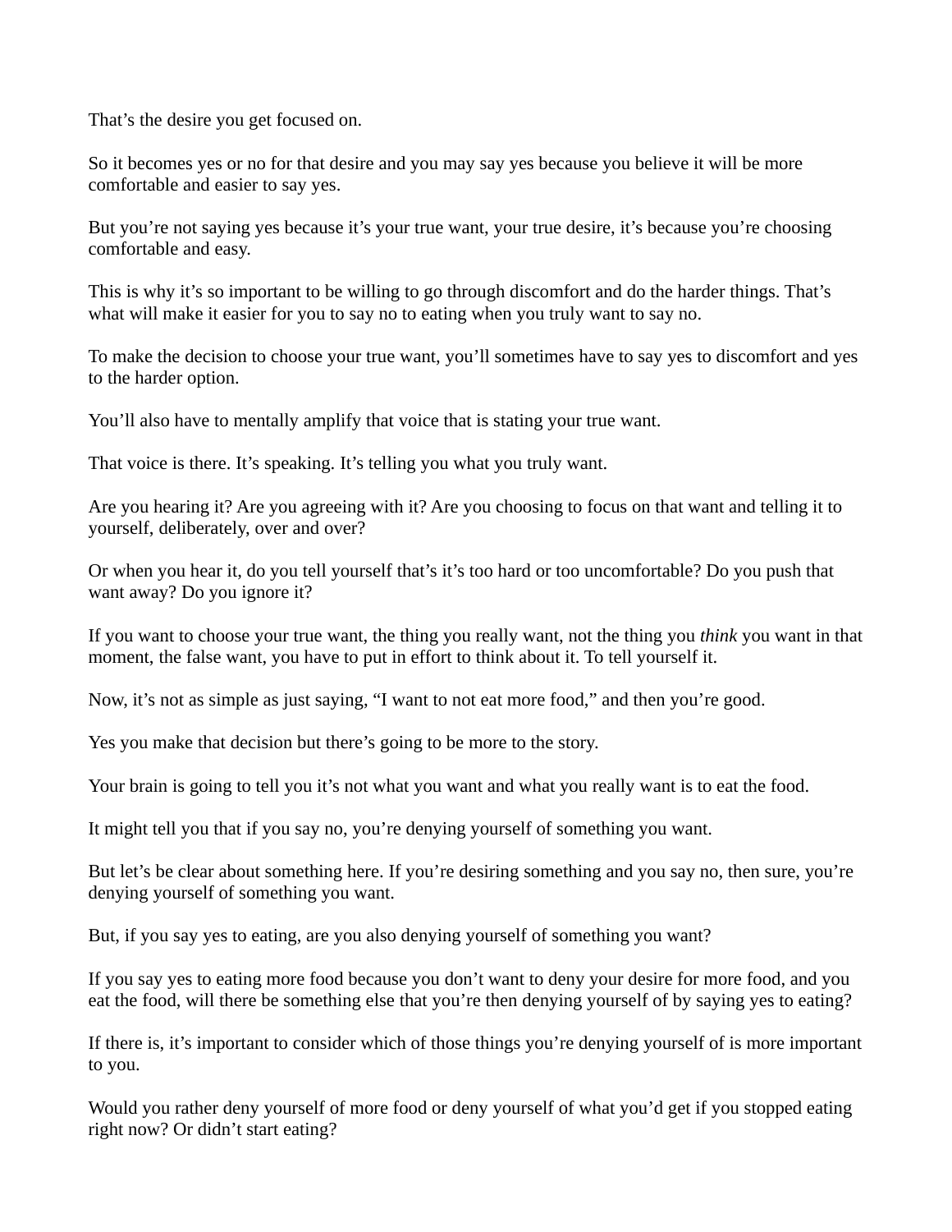That's the desire you get focused on.

So it becomes yes or no for that desire and you may say yes because you believe it will be more comfortable and easier to say yes.

But you're not saying yes because it's your true want, your true desire, it's because you're choosing comfortable and easy.

This is why it's so important to be willing to go through discomfort and do the harder things. That's what will make it easier for you to say no to eating when you truly want to say no.

To make the decision to choose your true want, you'll sometimes have to say yes to discomfort and yes to the harder option.

You'll also have to mentally amplify that voice that is stating your true want.

That voice is there. It's speaking. It's telling you what you truly want.

Are you hearing it? Are you agreeing with it? Are you choosing to focus on that want and telling it to yourself, deliberately, over and over?

Or when you hear it, do you tell yourself that's it's too hard or too uncomfortable? Do you push that want away? Do you ignore it?

If you want to choose your true want, the thing you really want, not the thing you *think* you want in that moment, the false want, you have to put in effort to think about it. To tell yourself it.

Now, it's not as simple as just saying, "I want to not eat more food," and then you're good.

Yes you make that decision but there's going to be more to the story.

Your brain is going to tell you it's not what you want and what you really want is to eat the food.

It might tell you that if you say no, you're denying yourself of something you want.

But let's be clear about something here. If you're desiring something and you say no, then sure, you're denying yourself of something you want.

But, if you say yes to eating, are you also denying yourself of something you want?

If you say yes to eating more food because you don't want to deny your desire for more food, and you eat the food, will there be something else that you're then denying yourself of by saying yes to eating?

If there is, it's important to consider which of those things you're denying yourself of is more important to you.

Would you rather deny yourself of more food or deny yourself of what you'd get if you stopped eating right now? Or didn't start eating?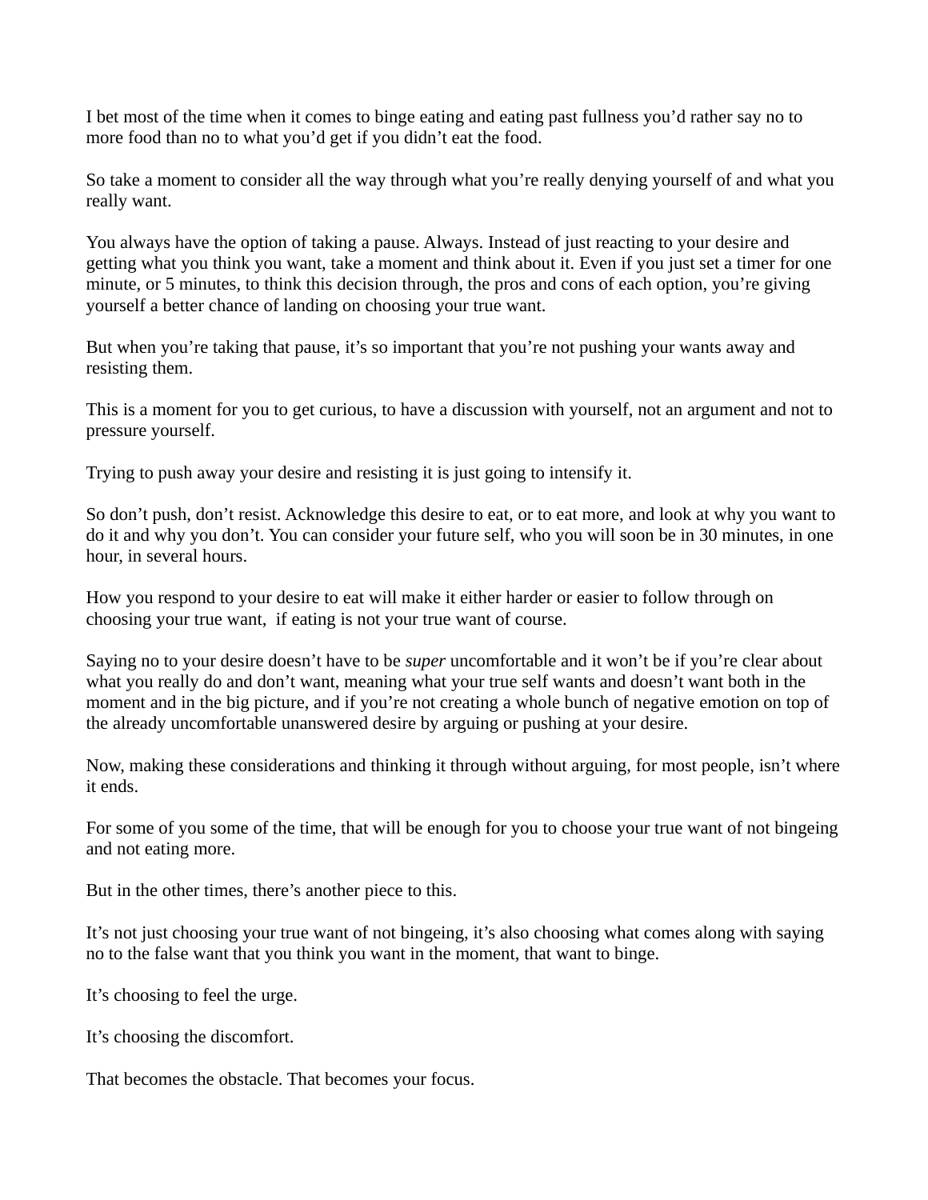I bet most of the time when it comes to binge eating and eating past fullness you'd rather say no to more food than no to what you'd get if you didn't eat the food.

So take a moment to consider all the way through what you're really denying yourself of and what you really want.

You always have the option of taking a pause. Always. Instead of just reacting to your desire and getting what you think you want, take a moment and think about it. Even if you just set a timer for one minute, or 5 minutes, to think this decision through, the pros and cons of each option, you're giving yourself a better chance of landing on choosing your true want.

But when you're taking that pause, it's so important that you're not pushing your wants away and resisting them.

This is a moment for you to get curious, to have a discussion with yourself, not an argument and not to pressure yourself.

Trying to push away your desire and resisting it is just going to intensify it.

So don't push, don't resist. Acknowledge this desire to eat, or to eat more, and look at why you want to do it and why you don't. You can consider your future self, who you will soon be in 30 minutes, in one hour, in several hours.

How you respond to your desire to eat will make it either harder or easier to follow through on choosing your true want,  if eating is not your true want of course.

Saying no to your desire doesn't have to be *super* uncomfortable and it won't be if you're clear about what you really do and don't want, meaning what your true self wants and doesn't want both in the moment and in the big picture, and if you're not creating a whole bunch of negative emotion on top of the already uncomfortable unanswered desire by arguing or pushing at your desire.

Now, making these considerations and thinking it through without arguing, for most people, isn't where it ends.

For some of you some of the time, that will be enough for you to choose your true want of not bingeing and not eating more.

But in the other times, there's another piece to this.

It's not just choosing your true want of not bingeing, it's also choosing what comes along with saying no to the false want that you think you want in the moment, that want to binge.

It's choosing to feel the urge.

It's choosing the discomfort.

That becomes the obstacle. That becomes your focus.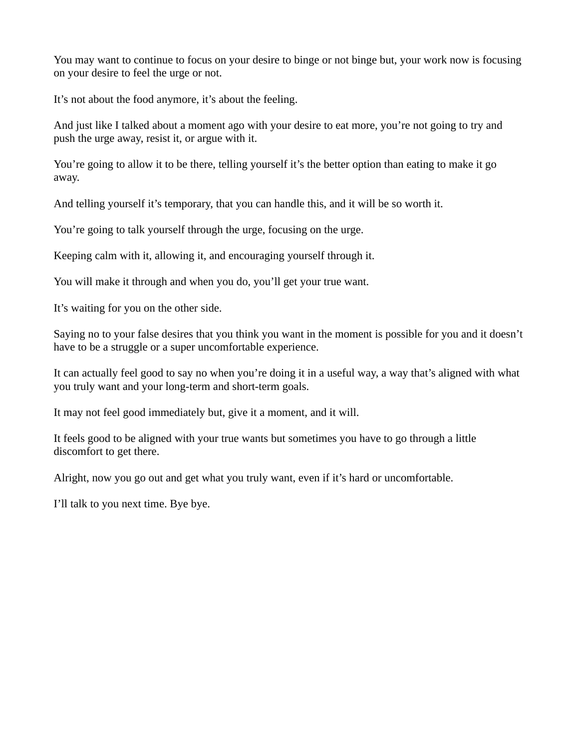You may want to continue to focus on your desire to binge or not binge but, your work now is focusing on your desire to feel the urge or not.

It’s not about the food anymore, it’s about the feeling.

And just like I talked about a moment ago with your desire to eat more, you’re not going to try and push the urge away, resist it, or argue with it.

You’re going to allow it to be there, telling yourself it’s the better option than eating to make it go away.

And telling yourself it’s temporary, that you can handle this, and it will be so worth it.

You’re going to talk yourself through the urge, focusing on the urge.

Keeping calm with it, allowing it, and encouraging yourself through it.

You will make it through and when you do, you’ll get your true want.

It’s waiting for you on the other side.

Saying no to your false desires that you think you want in the moment is possible for you and it doesn’t have to be a struggle or a super uncomfortable experience.

It can actually feel good to say no when you’re doing it in a useful way, a way that’s aligned with what you truly want and your long-term and short-term goals.

It may not feel good immediately but, give it a moment, and it will.

It feels good to be aligned with your true wants but sometimes you have to go through a little discomfort to get there.

Alright, now you go out and get what you truly want, even if it’s hard or uncomfortable.

I’ll talk to you next time. Bye bye.